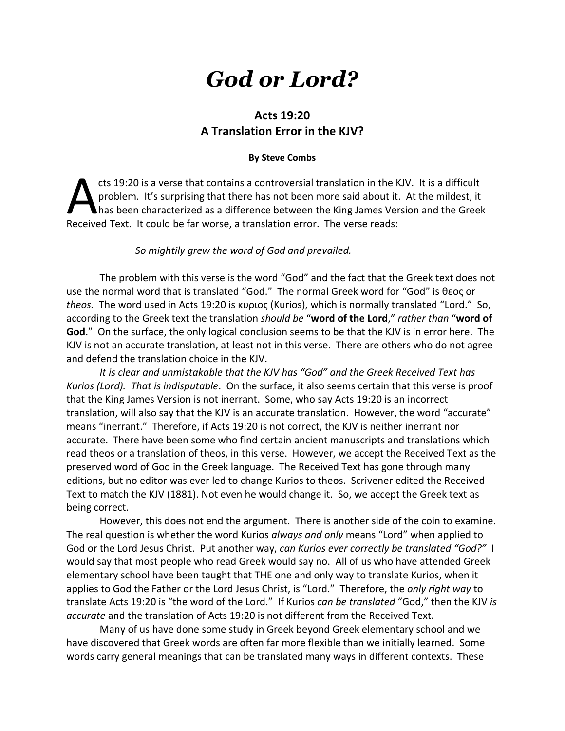# *God or Lord?*

## Acts 19:20
## A Translation Error in the KJV?

**By Steve Combs**

Acts 19:20 is a verse that contains a controversial translation in the KJV. It is a difficult problem. It's surprising that there has not been more said about it. At the mildest, it has been characterized as a difference between the King James Version and the Greek Received Text. It could be far worse, a translation error. The verse reads:

> *So mightily grew the word of God and prevailed.*

The problem with this verse is the word "God" and the fact that the Greek text does not use the normal word that is translated "God." The normal Greek word for "God" is θεος or *theos.* The word used in Acts 19:20 is κυριος (Kurios), which is normally translated "Lord." So, according to the Greek text the translation *should be* "**word of the Lord**," *rather than* "**word of God**." On the surface, the only logical conclusion seems to be that the KJV is in error here. The KJV is not an accurate translation, at least not in this verse. There are others who do not agree and defend the translation choice in the KJV.

*It is clear and unmistakable that the KJV has "God" and the Greek Received Text has Kurios (Lord). That is indisputable*. On the surface, it also seems certain that this verse is proof that the King James Version is not inerrant. Some, who say Acts 19:20 is an incorrect translation, will also say that the KJV is an accurate translation. However, the word "accurate" means "inerrant." Therefore, if Acts 19:20 is not correct, the KJV is neither inerrant nor accurate. There have been some who find certain ancient manuscripts and translations which read theos or a translation of theos, in this verse. However, we accept the Received Text as the preserved word of God in the Greek language. The Received Text has gone through many editions, but no editor was ever led to change Kurios to theos. Scrivener edited the Received Text to match the KJV (1881). Not even he would change it. So, we accept the Greek text as being correct.

However, this does not end the argument. There is another side of the coin to examine. The real question is whether the word Kurios *always and only* means "Lord" when applied to God or the Lord Jesus Christ. Put another way, *can Kurios ever correctly be translated "God?"* I would say that most people who read Greek would say no. All of us who have attended Greek elementary school have been taught that THE one and only way to translate Kurios, when it applies to God the Father or the Lord Jesus Christ, is "Lord." Therefore, the *only right way* to translate Acts 19:20 is "the word of the Lord." If Kurios *can be translated* "God," then the KJV *is accurate* and the translation of Acts 19:20 is not different from the Received Text.

Many of us have done some study in Greek beyond Greek elementary school and we have discovered that Greek words are often far more flexible than we initially learned. Some words carry general meanings that can be translated many ways in different contexts. These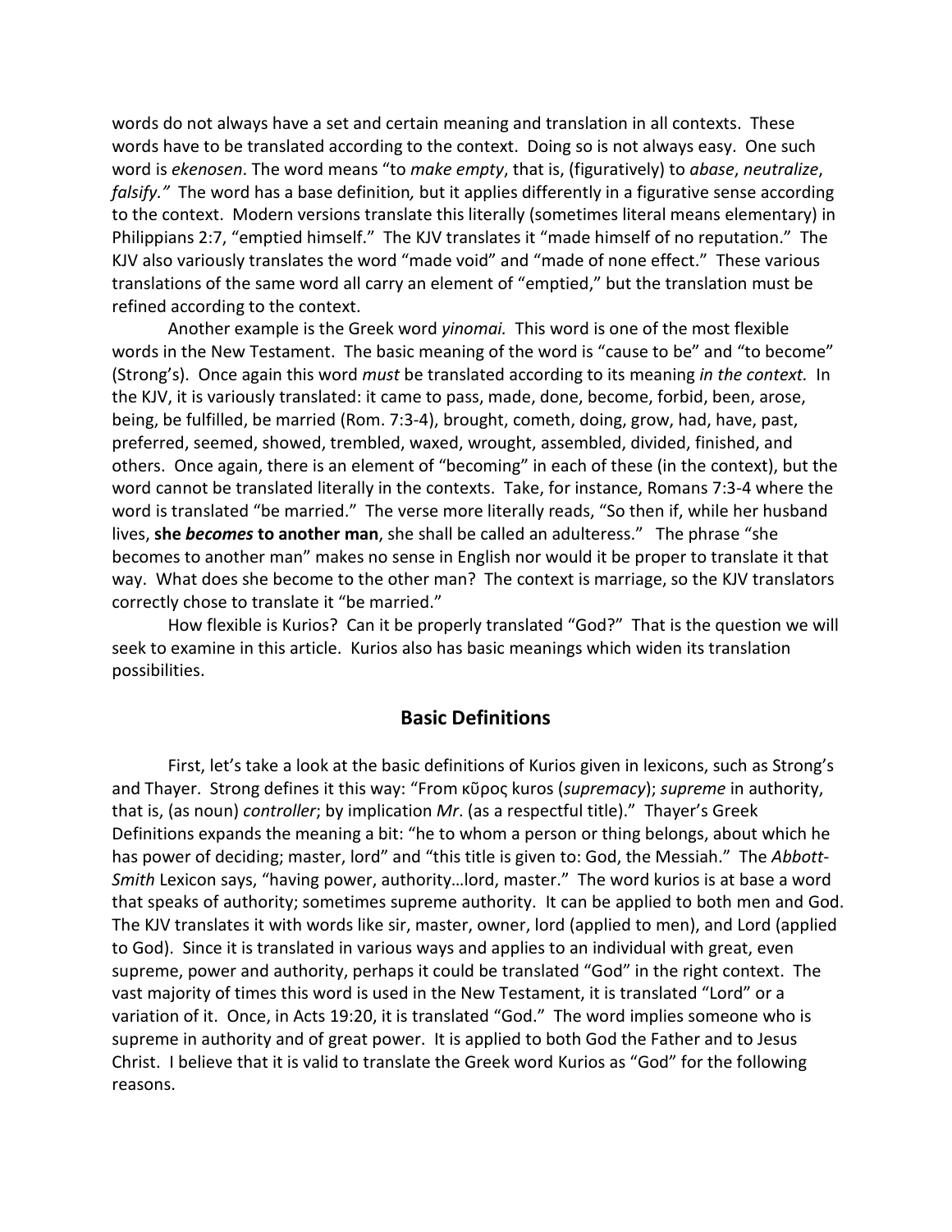words do not always have a set and certain meaning and translation in all contexts. These words have to be translated according to the context. Doing so is not always easy. One such word is *ekenosen*. The word means "to *make empty*, that is, (figuratively) to *abase*, *neutralize*, *falsify."* The word has a base definition*,* but it applies differently in a figurative sense according to the context. Modern versions translate this literally (sometimes literal means elementary) in Philippians 2:7, "emptied himself." The KJV translates it "made himself of no reputation." The KJV also variously translates the word "made void" and "made of none effect." These various translations of the same word all carry an element of "emptied," but the translation must be refined according to the context.

Another example is the Greek word *yinomai.* This word is one of the most flexible words in the New Testament. The basic meaning of the word is "cause to be" and "to become" (Strong's). Once again this word *must* be translated according to its meaning *in the context.* In the KJV, it is variously translated: it came to pass, made, done, become, forbid, been, arose, being, be fulfilled, be married (Rom. 7:3-4), brought, cometh, doing, grow, had, have, past, preferred, seemed, showed, trembled, waxed, wrought, assembled, divided, finished, and others. Once again, there is an element of "becoming" in each of these (in the context), but the word cannot be translated literally in the contexts. Take, for instance, Romans 7:3-4 where the word is translated "be married." The verse more literally reads, "So then if, while her husband lives, **she *becomes* to another man**, she shall be called an adulteress." The phrase "she becomes to another man" makes no sense in English nor would it be proper to translate it that way. What does she become to the other man? The context is marriage, so the KJV translators correctly chose to translate it "be married."

How flexible is Kurios? Can it be properly translated "God?" That is the question we will seek to examine in this article. Kurios also has basic meanings which widen its translation possibilities.

## Basic Definitions

First, let's take a look at the basic definitions of Kurios given in lexicons, such as Strong's and Thayer. Strong defines it this way: "From κῦρος kuros (*supremacy*); *supreme* in authority, that is, (as noun) *controller*; by implication *Mr*. (as a respectful title)." Thayer's Greek Definitions expands the meaning a bit: "he to whom a person or thing belongs, about which he has power of deciding; master, lord" and "this title is given to: God, the Messiah." The *Abbott-Smith* Lexicon says, "having power, authority…lord, master." The word kurios is at base a word that speaks of authority; sometimes supreme authority. It can be applied to both men and God. The KJV translates it with words like sir, master, owner, lord (applied to men), and Lord (applied to God). Since it is translated in various ways and applies to an individual with great, even supreme, power and authority, perhaps it could be translated "God" in the right context. The vast majority of times this word is used in the New Testament, it is translated "Lord" or a variation of it. Once, in Acts 19:20, it is translated "God." The word implies someone who is supreme in authority and of great power. It is applied to both God the Father and to Jesus Christ. I believe that it is valid to translate the Greek word Kurios as "God" for the following reasons.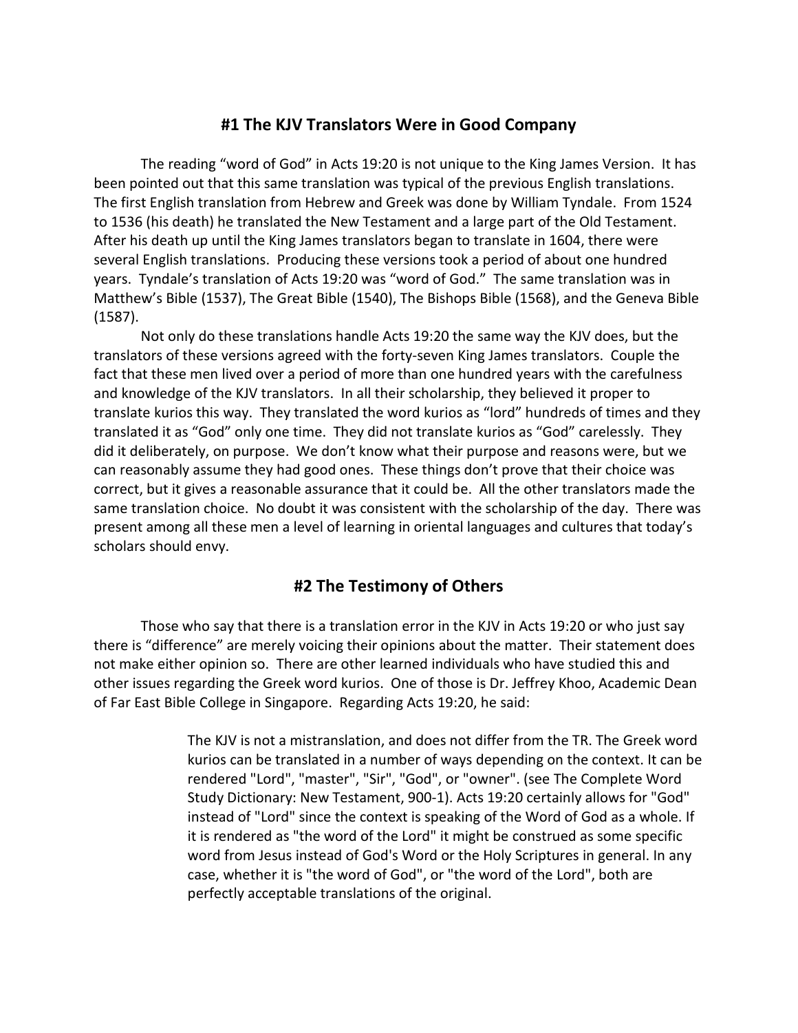## #1 The KJV Translators Were in Good Company

The reading "word of God" in Acts 19:20 is not unique to the King James Version. It has been pointed out that this same translation was typical of the previous English translations. The first English translation from Hebrew and Greek was done by William Tyndale. From 1524 to 1536 (his death) he translated the New Testament and a large part of the Old Testament. After his death up until the King James translators began to translate in 1604, there were several English translations. Producing these versions took a period of about one hundred years. Tyndale's translation of Acts 19:20 was "word of God." The same translation was in Matthew's Bible (1537), The Great Bible (1540), The Bishops Bible (1568), and the Geneva Bible (1587).

Not only do these translations handle Acts 19:20 the same way the KJV does, but the translators of these versions agreed with the forty-seven King James translators. Couple the fact that these men lived over a period of more than one hundred years with the carefulness and knowledge of the KJV translators. In all their scholarship, they believed it proper to translate kurios this way. They translated the word kurios as "lord" hundreds of times and they translated it as "God" only one time. They did not translate kurios as "God" carelessly. They did it deliberately, on purpose. We don't know what their purpose and reasons were, but we can reasonably assume they had good ones. These things don't prove that their choice was correct, but it gives a reasonable assurance that it could be. All the other translators made the same translation choice. No doubt it was consistent with the scholarship of the day. There was present among all these men a level of learning in oriental languages and cultures that today's scholars should envy.

## #2 The Testimony of Others

Those who say that there is a translation error in the KJV in Acts 19:20 or who just say there is "difference" are merely voicing their opinions about the matter. Their statement does not make either opinion so. There are other learned individuals who have studied this and other issues regarding the Greek word kurios. One of those is Dr. Jeffrey Khoo, Academic Dean of Far East Bible College in Singapore. Regarding Acts 19:20, he said:

> The KJV is not a mistranslation, and does not differ from the TR. The Greek word kurios can be translated in a number of ways depending on the context. It can be rendered "Lord", "master", "Sir", "God", or "owner". (see The Complete Word Study Dictionary: New Testament, 900-1). Acts 19:20 certainly allows for "God" instead of "Lord" since the context is speaking of the Word of God as a whole. If it is rendered as "the word of the Lord" it might be construed as some specific word from Jesus instead of God's Word or the Holy Scriptures in general. In any case, whether it is "the word of God", or "the word of the Lord", both are perfectly acceptable translations of the original.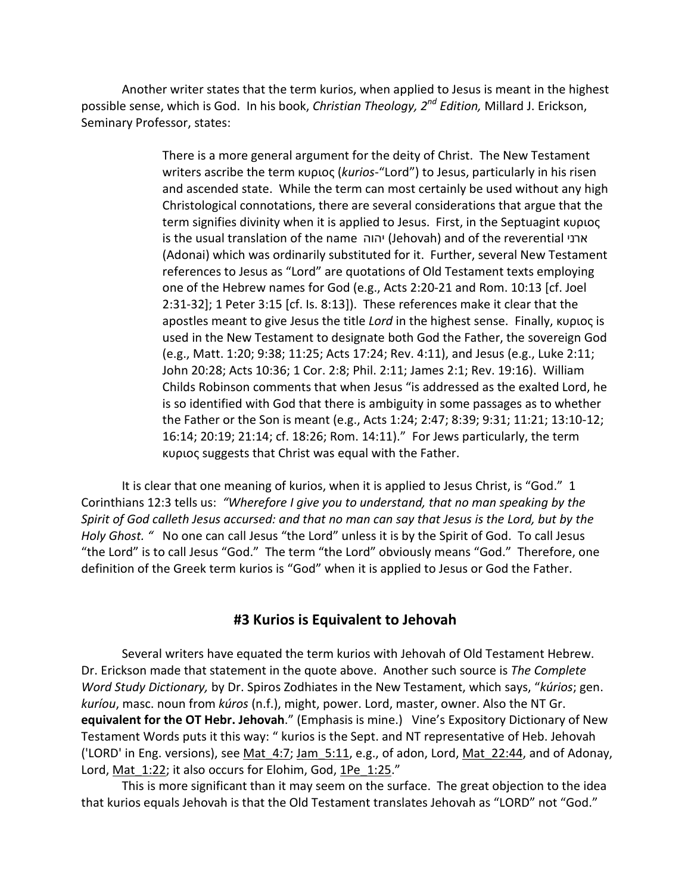Another writer states that the term kurios, when applied to Jesus is meant in the highest possible sense, which is God. In his book, *Christian Theology, 2nd Edition,* Millard J. Erickson, Seminary Professor, states:

> There is a more general argument for the deity of Christ. The New Testament writers ascribe the term κυριος (*kurios*-"Lord") to Jesus, particularly in his risen and ascended state. While the term can most certainly be used without any high Christological connotations, there are several considerations that argue that the term signifies divinity when it is applied to Jesus. First, in the Septuagint κυριος is the usual translation of the name יהוה (Jehovah) and of the reverential ארני (Adonai) which was ordinarily substituted for it. Further, several New Testament references to Jesus as "Lord" are quotations of Old Testament texts employing one of the Hebrew names for God (e.g., Acts 2:20-21 and Rom. 10:13 [cf. Joel 2:31-32]; 1 Peter 3:15 [cf. Is. 8:13]). These references make it clear that the apostles meant to give Jesus the title *Lord* in the highest sense. Finally, κυριος is used in the New Testament to designate both God the Father, the sovereign God (e.g., Matt. 1:20; 9:38; 11:25; Acts 17:24; Rev. 4:11), and Jesus (e.g., Luke 2:11; John 20:28; Acts 10:36; 1 Cor. 2:8; Phil. 2:11; James 2:1; Rev. 19:16). William Childs Robinson comments that when Jesus "is addressed as the exalted Lord, he is so identified with God that there is ambiguity in some passages as to whether the Father or the Son is meant (e.g., Acts 1:24; 2:47; 8:39; 9:31; 11:21; 13:10-12; 16:14; 20:19; 21:14; cf. 18:26; Rom. 14:11)." For Jews particularly, the term κυριος suggests that Christ was equal with the Father.

It is clear that one meaning of kurios, when it is applied to Jesus Christ, is "God." 1 Corinthians 12:3 tells us: *"Wherefore I give you to understand, that no man speaking by the Spirit of God calleth Jesus accursed: and that no man can say that Jesus is the Lord, but by the Holy Ghost. "* No one can call Jesus "the Lord" unless it is by the Spirit of God. To call Jesus "the Lord" is to call Jesus "God." The term "the Lord" obviously means "God." Therefore, one definition of the Greek term kurios is "God" when it is applied to Jesus or God the Father.

### #3 Kurios is Equivalent to Jehovah

Several writers have equated the term kurios with Jehovah of Old Testament Hebrew. Dr. Erickson made that statement in the quote above. Another such source is *The Complete Word Study Dictionary,* by Dr. Spiros Zodhiates in the New Testament, which says, "*kúrios*; gen. *kuríou*, masc. noun from *kúros* (n.f.), might, power. Lord, master, owner. Also the NT Gr. **equivalent for the OT Hebr. Jehovah**." (Emphasis is mine.) Vine's Expository Dictionary of New Testament Words puts it this way: " kurios is the Sept. and NT representative of Heb. Jehovah ('LORD' in Eng. versions), see Mat_4:7; Jam_5:11, e.g., of adon, Lord, Mat_22:44, and of Adonay, Lord, Mat_1:22; it also occurs for Elohim, God, 1Pe_1:25."

This is more significant than it may seem on the surface. The great objection to the idea that kurios equals Jehovah is that the Old Testament translates Jehovah as "LORD" not "God."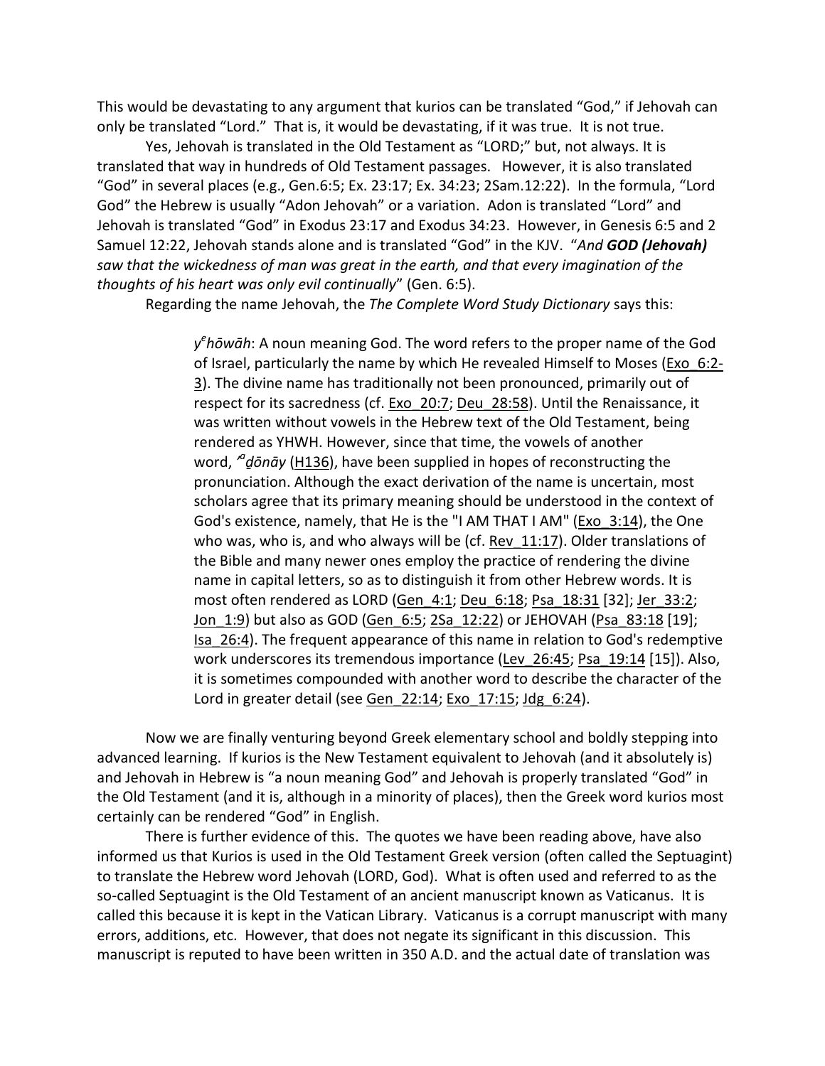This would be devastating to any argument that kurios can be translated "God," if Jehovah can only be translated "Lord." That is, it would be devastating, if it was true. It is not true.

Yes, Jehovah is translated in the Old Testament as "LORD;" but, not always. It is translated that way in hundreds of Old Testament passages. However, it is also translated "God" in several places (e.g., Gen.6:5; Ex. 23:17; Ex. 34:23; 2Sam.12:22). In the formula, "Lord God" the Hebrew is usually "Adon Jehovah" or a variation. Adon is translated "Lord" and Jehovah is translated "God" in Exodus 23:17 and Exodus 34:23. However, in Genesis 6:5 and 2 Samuel 12:22, Jehovah stands alone and is translated "God" in the KJV. "*And **GOD (Jehovah)** saw that the wickedness of man was great in the earth, and that every imagination of the thoughts of his heart was only evil continually*" (Gen. 6:5).

Regarding the name Jehovah, the *The Complete Word Study Dictionary* says this:

> *y^ehōwāh*: A noun meaning God. The word refers to the proper name of the God of Israel, particularly the name by which He revealed Himself to Moses (Exo_6:2-3). The divine name has traditionally not been pronounced, primarily out of respect for its sacredness (cf. Exo_20:7; Deu_28:58). Until the Renaissance, it was written without vowels in the Hebrew text of the Old Testament, being rendered as YHWH. However, since that time, the vowels of another word, *'^adōnāy* (H136), have been supplied in hopes of reconstructing the pronunciation. Although the exact derivation of the name is uncertain, most scholars agree that its primary meaning should be understood in the context of God's existence, namely, that He is the "I AM THAT I AM" (Exo_3:14), the One who was, who is, and who always will be (cf. Rev_11:17). Older translations of the Bible and many newer ones employ the practice of rendering the divine name in capital letters, so as to distinguish it from other Hebrew words. It is most often rendered as LORD (Gen_4:1; Deu_6:18; Psa_18:31 [32]; Jer_33:2; Jon_1:9) but also as GOD (Gen_6:5; 2Sa_12:22) or JEHOVAH (Psa_83:18 [19]; Isa_26:4). The frequent appearance of this name in relation to God's redemptive work underscores its tremendous importance (Lev_26:45; Psa_19:14 [15]). Also, it is sometimes compounded with another word to describe the character of the Lord in greater detail (see Gen_22:14; Exo_17:15; Jdg_6:24).

Now we are finally venturing beyond Greek elementary school and boldly stepping into advanced learning. If kurios is the New Testament equivalent to Jehovah (and it absolutely is) and Jehovah in Hebrew is "a noun meaning God" and Jehovah is properly translated "God" in the Old Testament (and it is, although in a minority of places), then the Greek word kurios most certainly can be rendered "God" in English.

There is further evidence of this. The quotes we have been reading above, have also informed us that Kurios is used in the Old Testament Greek version (often called the Septuagint) to translate the Hebrew word Jehovah (LORD, God). What is often used and referred to as the so-called Septuagint is the Old Testament of an ancient manuscript known as Vaticanus. It is called this because it is kept in the Vatican Library. Vaticanus is a corrupt manuscript with many errors, additions, etc. However, that does not negate its significant in this discussion. This manuscript is reputed to have been written in 350 A.D. and the actual date of translation was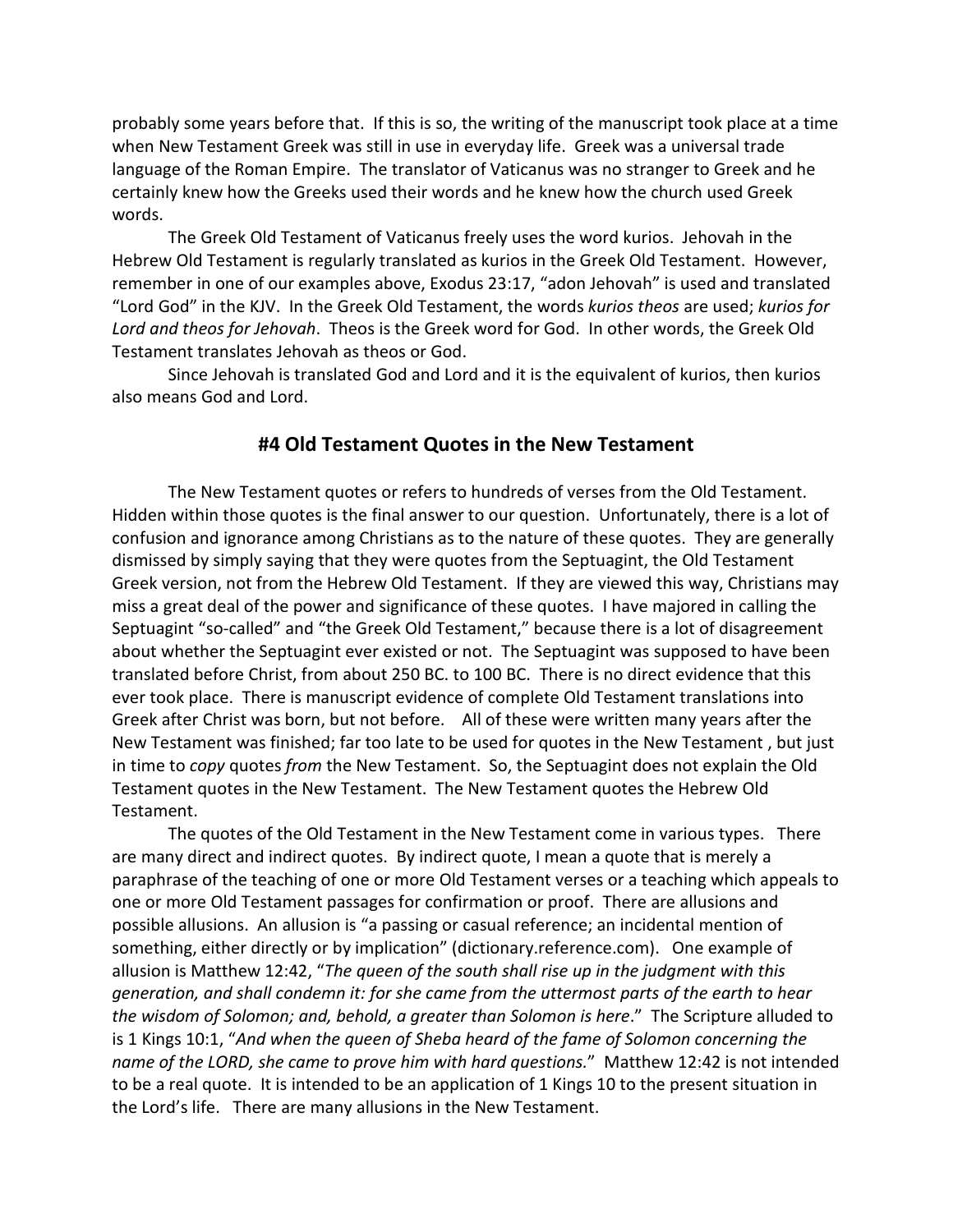probably some years before that. If this is so, the writing of the manuscript took place at a time when New Testament Greek was still in use in everyday life. Greek was a universal trade language of the Roman Empire. The translator of Vaticanus was no stranger to Greek and he certainly knew how the Greeks used their words and he knew how the church used Greek words.

The Greek Old Testament of Vaticanus freely uses the word kurios. Jehovah in the Hebrew Old Testament is regularly translated as kurios in the Greek Old Testament. However, remember in one of our examples above, Exodus 23:17, "adon Jehovah" is used and translated "Lord God" in the KJV. In the Greek Old Testament, the words *kurios theos* are used; *kurios for Lord and theos for Jehovah*. Theos is the Greek word for God. In other words, the Greek Old Testament translates Jehovah as theos or God.

Since Jehovah is translated God and Lord and it is the equivalent of kurios, then kurios also means God and Lord.

## #4 Old Testament Quotes in the New Testament

The New Testament quotes or refers to hundreds of verses from the Old Testament. Hidden within those quotes is the final answer to our question. Unfortunately, there is a lot of confusion and ignorance among Christians as to the nature of these quotes. They are generally dismissed by simply saying that they were quotes from the Septuagint, the Old Testament Greek version, not from the Hebrew Old Testament. If they are viewed this way, Christians may miss a great deal of the power and significance of these quotes. I have majored in calling the Septuagint "so-called" and "the Greek Old Testament," because there is a lot of disagreement about whether the Septuagint ever existed or not. The Septuagint was supposed to have been translated before Christ, from about 250 BC. to 100 BC. There is no direct evidence that this ever took place. There is manuscript evidence of complete Old Testament translations into Greek after Christ was born, but not before. All of these were written many years after the New Testament was finished; far too late to be used for quotes in the New Testament , but just in time to *copy* quotes *from* the New Testament. So, the Septuagint does not explain the Old Testament quotes in the New Testament. The New Testament quotes the Hebrew Old Testament.

The quotes of the Old Testament in the New Testament come in various types. There are many direct and indirect quotes. By indirect quote, I mean a quote that is merely a paraphrase of the teaching of one or more Old Testament verses or a teaching which appeals to one or more Old Testament passages for confirmation or proof. There are allusions and possible allusions. An allusion is "a passing or casual reference; an incidental mention of something, either directly or by implication" (dictionary.reference.com). One example of allusion is Matthew 12:42, "*The queen of the south shall rise up in the judgment with this generation, and shall condemn it: for she came from the uttermost parts of the earth to hear the wisdom of Solomon; and, behold, a greater than Solomon is here*." The Scripture alluded to is 1 Kings 10:1, "*And when the queen of Sheba heard of the fame of Solomon concerning the name of the LORD, she came to prove him with hard questions.*" Matthew 12:42 is not intended to be a real quote. It is intended to be an application of 1 Kings 10 to the present situation in the Lord's life. There are many allusions in the New Testament.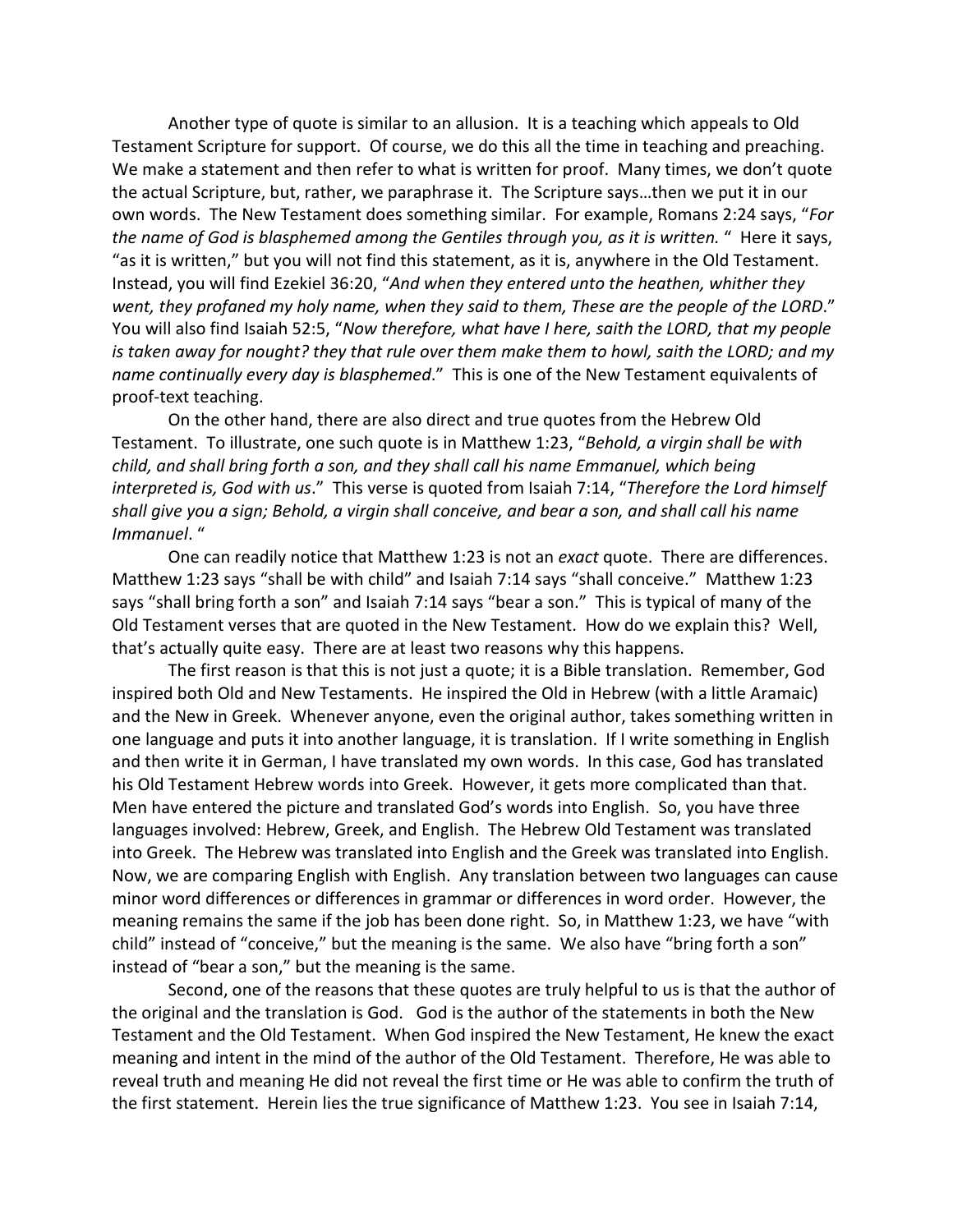Another type of quote is similar to an allusion. It is a teaching which appeals to Old Testament Scripture for support. Of course, we do this all the time in teaching and preaching. We make a statement and then refer to what is written for proof. Many times, we don't quote the actual Scripture, but, rather, we paraphrase it. The Scripture says…then we put it in our own words. The New Testament does something similar. For example, Romans 2:24 says, "*For the name of God is blasphemed among the Gentiles through you, as it is written.* " Here it says, "as it is written," but you will not find this statement, as it is, anywhere in the Old Testament. Instead, you will find Ezekiel 36:20, "*And when they entered unto the heathen, whither they went, they profaned my holy name, when they said to them, These are the people of the LORD*." You will also find Isaiah 52:5, "*Now therefore, what have I here, saith the LORD, that my people is taken away for nought? they that rule over them make them to howl, saith the LORD; and my name continually every day is blasphemed*." This is one of the New Testament equivalents of proof-text teaching.

On the other hand, there are also direct and true quotes from the Hebrew Old Testament. To illustrate, one such quote is in Matthew 1:23, "*Behold, a virgin shall be with child, and shall bring forth a son, and they shall call his name Emmanuel, which being interpreted is, God with us*." This verse is quoted from Isaiah 7:14, "*Therefore the Lord himself shall give you a sign; Behold, a virgin shall conceive, and bear a son, and shall call his name Immanuel*. "

One can readily notice that Matthew 1:23 is not an *exact* quote. There are differences. Matthew 1:23 says "shall be with child" and Isaiah 7:14 says "shall conceive." Matthew 1:23 says "shall bring forth a son" and Isaiah 7:14 says "bear a son." This is typical of many of the Old Testament verses that are quoted in the New Testament. How do we explain this? Well, that's actually quite easy. There are at least two reasons why this happens.

The first reason is that this is not just a quote; it is a Bible translation. Remember, God inspired both Old and New Testaments. He inspired the Old in Hebrew (with a little Aramaic) and the New in Greek. Whenever anyone, even the original author, takes something written in one language and puts it into another language, it is translation. If I write something in English and then write it in German, I have translated my own words. In this case, God has translated his Old Testament Hebrew words into Greek. However, it gets more complicated than that. Men have entered the picture and translated God's words into English. So, you have three languages involved: Hebrew, Greek, and English. The Hebrew Old Testament was translated into Greek. The Hebrew was translated into English and the Greek was translated into English. Now, we are comparing English with English. Any translation between two languages can cause minor word differences or differences in grammar or differences in word order. However, the meaning remains the same if the job has been done right. So, in Matthew 1:23, we have "with child" instead of "conceive," but the meaning is the same. We also have "bring forth a son" instead of "bear a son," but the meaning is the same.

Second, one of the reasons that these quotes are truly helpful to us is that the author of the original and the translation is God. God is the author of the statements in both the New Testament and the Old Testament. When God inspired the New Testament, He knew the exact meaning and intent in the mind of the author of the Old Testament. Therefore, He was able to reveal truth and meaning He did not reveal the first time or He was able to confirm the truth of the first statement. Herein lies the true significance of Matthew 1:23. You see in Isaiah 7:14,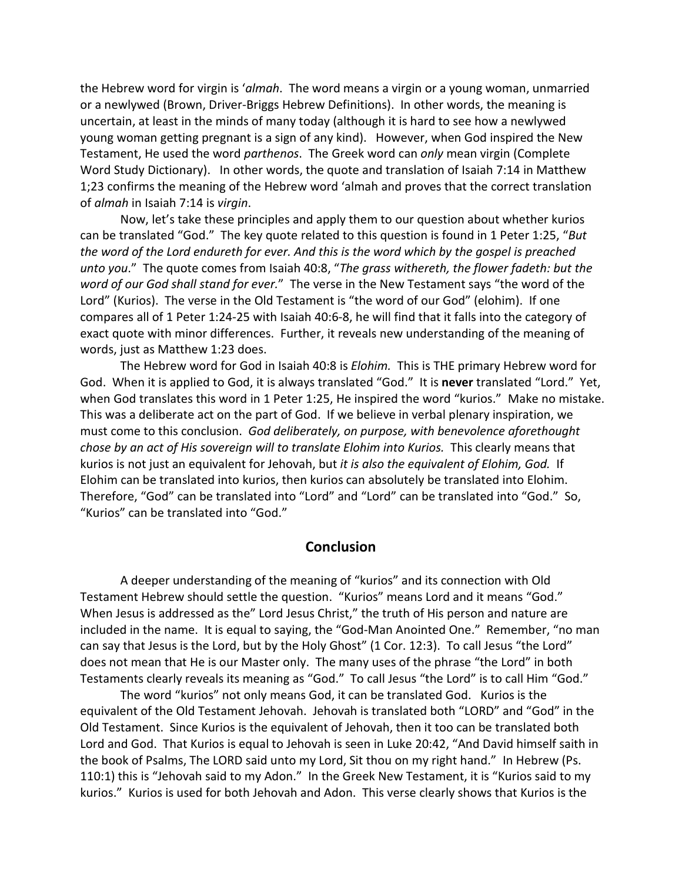the Hebrew word for virgin is ‘*almah*. The word means a virgin or a young woman, unmarried or a newlywed (Brown, Driver-Briggs Hebrew Definitions). In other words, the meaning is uncertain, at least in the minds of many today (although it is hard to see how a newlywed young woman getting pregnant is a sign of any kind). However, when God inspired the New Testament, He used the word *parthenos*. The Greek word can *only* mean virgin (Complete Word Study Dictionary). In other words, the quote and translation of Isaiah 7:14 in Matthew 1;23 confirms the meaning of the Hebrew word ‘almah and proves that the correct translation of *almah* in Isaiah 7:14 is *virgin*.

Now, let’s take these principles and apply them to our question about whether kurios can be translated “God.” The key quote related to this question is found in 1 Peter 1:25, “*But the word of the Lord endureth for ever. And this is the word which by the gospel is preached unto you*.” The quote comes from Isaiah 40:8, “*The grass withereth, the flower fadeth: but the word of our God shall stand for ever.*” The verse in the New Testament says “the word of the Lord” (Kurios). The verse in the Old Testament is “the word of our God” (elohim). If one compares all of 1 Peter 1:24-25 with Isaiah 40:6-8, he will find that it falls into the category of exact quote with minor differences. Further, it reveals new understanding of the meaning of words, just as Matthew 1:23 does.

The Hebrew word for God in Isaiah 40:8 is *Elohim.* This is THE primary Hebrew word for God. When it is applied to God, it is always translated “God.” It is **never** translated “Lord.” Yet, when God translates this word in 1 Peter 1:25, He inspired the word “kurios.” Make no mistake. This was a deliberate act on the part of God. If we believe in verbal plenary inspiration, we must come to this conclusion. *God deliberately, on purpose, with benevolence aforethought chose by an act of His sovereign will to translate Elohim into Kurios.* This clearly means that kurios is not just an equivalent for Jehovah, but *it is also the equivalent of Elohim, God.* If Elohim can be translated into kurios, then kurios can absolutely be translated into Elohim. Therefore, “God” can be translated into “Lord” and “Lord” can be translated into “God.” So, “Kurios” can be translated into “God.”

## Conclusion

A deeper understanding of the meaning of “kurios” and its connection with Old Testament Hebrew should settle the question. “Kurios” means Lord and it means “God.” When Jesus is addressed as the” Lord Jesus Christ,” the truth of His person and nature are included in the name. It is equal to saying, the “God-Man Anointed One.” Remember, “no man can say that Jesus is the Lord, but by the Holy Ghost” (1 Cor. 12:3). To call Jesus “the Lord” does not mean that He is our Master only. The many uses of the phrase “the Lord” in both Testaments clearly reveals its meaning as “God.” To call Jesus “the Lord” is to call Him “God.”

The word “kurios” not only means God, it can be translated God. Kurios is the equivalent of the Old Testament Jehovah. Jehovah is translated both “LORD” and “God” in the Old Testament. Since Kurios is the equivalent of Jehovah, then it too can be translated both Lord and God. That Kurios is equal to Jehovah is seen in Luke 20:42, “And David himself saith in the book of Psalms, The LORD said unto my Lord, Sit thou on my right hand.” In Hebrew (Ps. 110:1) this is “Jehovah said to my Adon.” In the Greek New Testament, it is “Kurios said to my kurios.” Kurios is used for both Jehovah and Adon. This verse clearly shows that Kurios is the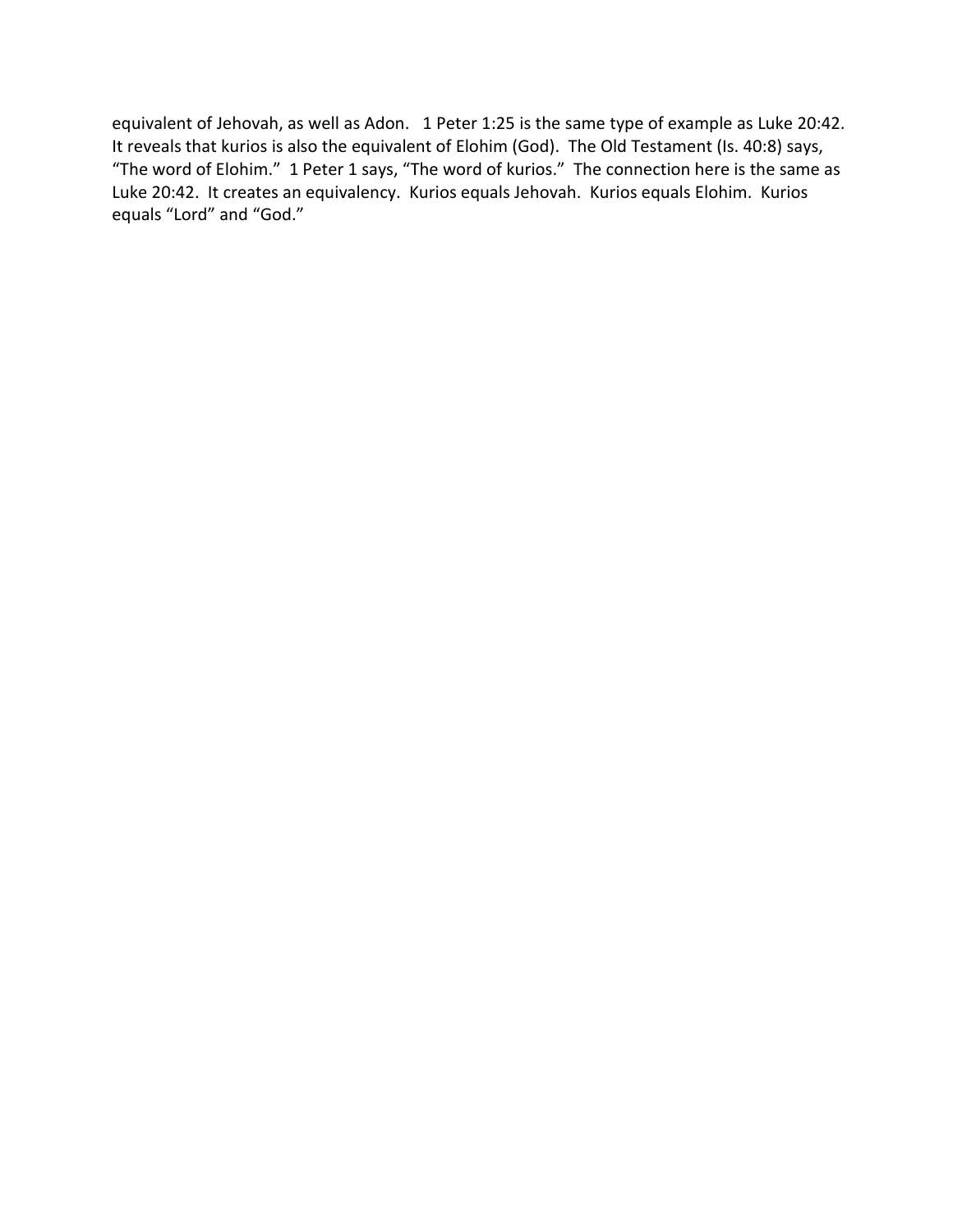equivalent of Jehovah, as well as Adon. 1 Peter 1:25 is the same type of example as Luke 20:42. It reveals that kurios is also the equivalent of Elohim (God). The Old Testament (Is. 40:8) says, "The word of Elohim." 1 Peter 1 says, "The word of kurios." The connection here is the same as Luke 20:42. It creates an equivalency. Kurios equals Jehovah. Kurios equals Elohim. Kurios equals "Lord" and "God."